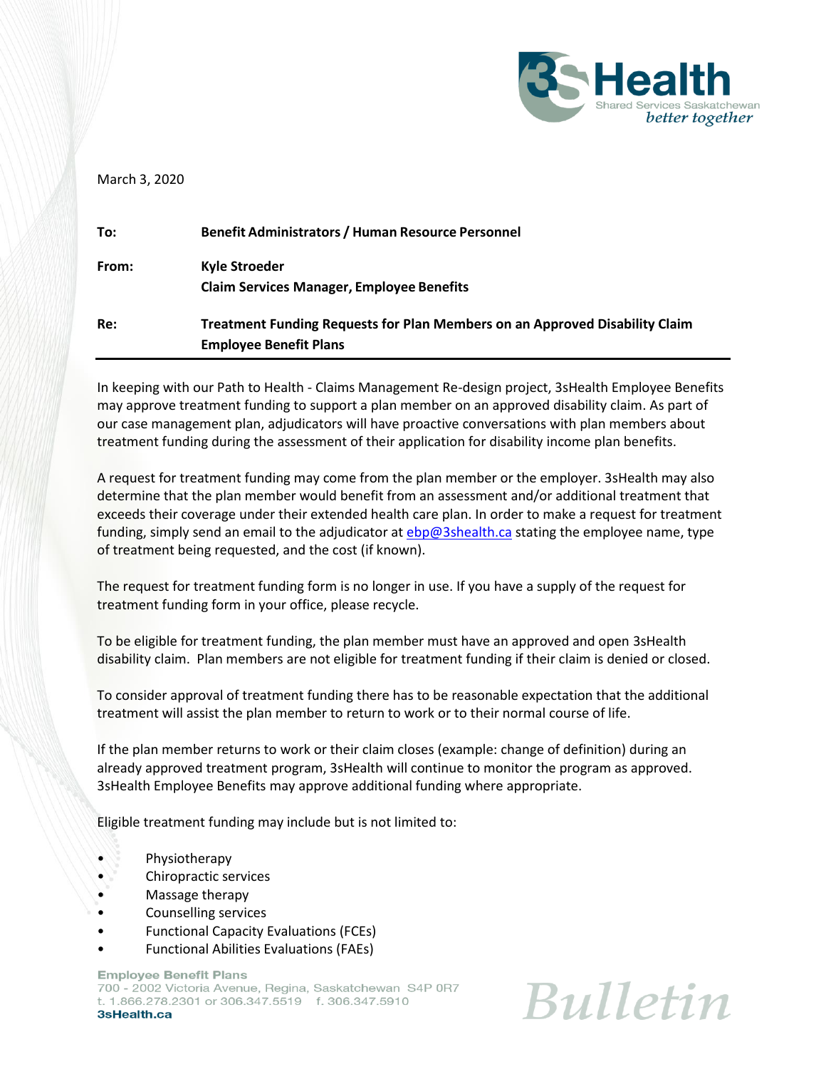March 3, 2020

**To:** Benefit Administrators / Human Resource Personnel

**From:** Kyle Stroeder
Claim Services Manager, Employee Benefits

**Re:** Treatment Funding Requests for Plan Members on an Approved Disability Claim
Employee Benefit Plans

---

In keeping with our Path to Health - Claims Management Re-design project, 3sHealth Employee Benefits may approve treatment funding to support a plan member on an approved disability claim. As part of our case management plan, adjudicators will have proactive conversations with plan members about treatment funding during the assessment of their application for disability income plan benefits.

A request for treatment funding may come from the plan member or the employer. 3sHealth may also determine that the plan member would benefit from an assessment and/or additional treatment that exceeds their coverage under their extended health care plan. In order to make a request for treatment funding, simply send an email to the adjudicator at ebp@3shealth.ca stating the employee name, type of treatment being requested, and the cost (if known).

The request for treatment funding form is no longer in use. If you have a supply of the request for treatment funding form in your office, please recycle.

To be eligible for treatment funding, the plan member must have an approved and open 3sHealth disability claim. Plan members are not eligible for treatment funding if their claim is denied or closed.

To consider approval of treatment funding there has to be reasonable expectation that the additional treatment will assist the plan member to return to work or to their normal course of life.

If the plan member returns to work or their claim closes (example: change of definition) during an already approved treatment program, 3sHealth will continue to monitor the program as approved. 3sHealth Employee Benefits may approve additional funding where appropriate.

Eligible treatment funding may include but is not limited to:

- Physiotherapy
- Chiropractic services
- Massage therapy
- Counselling services
- Functional Capacity Evaluations (FCEs)
- Functional Abilities Evaluations (FAEs)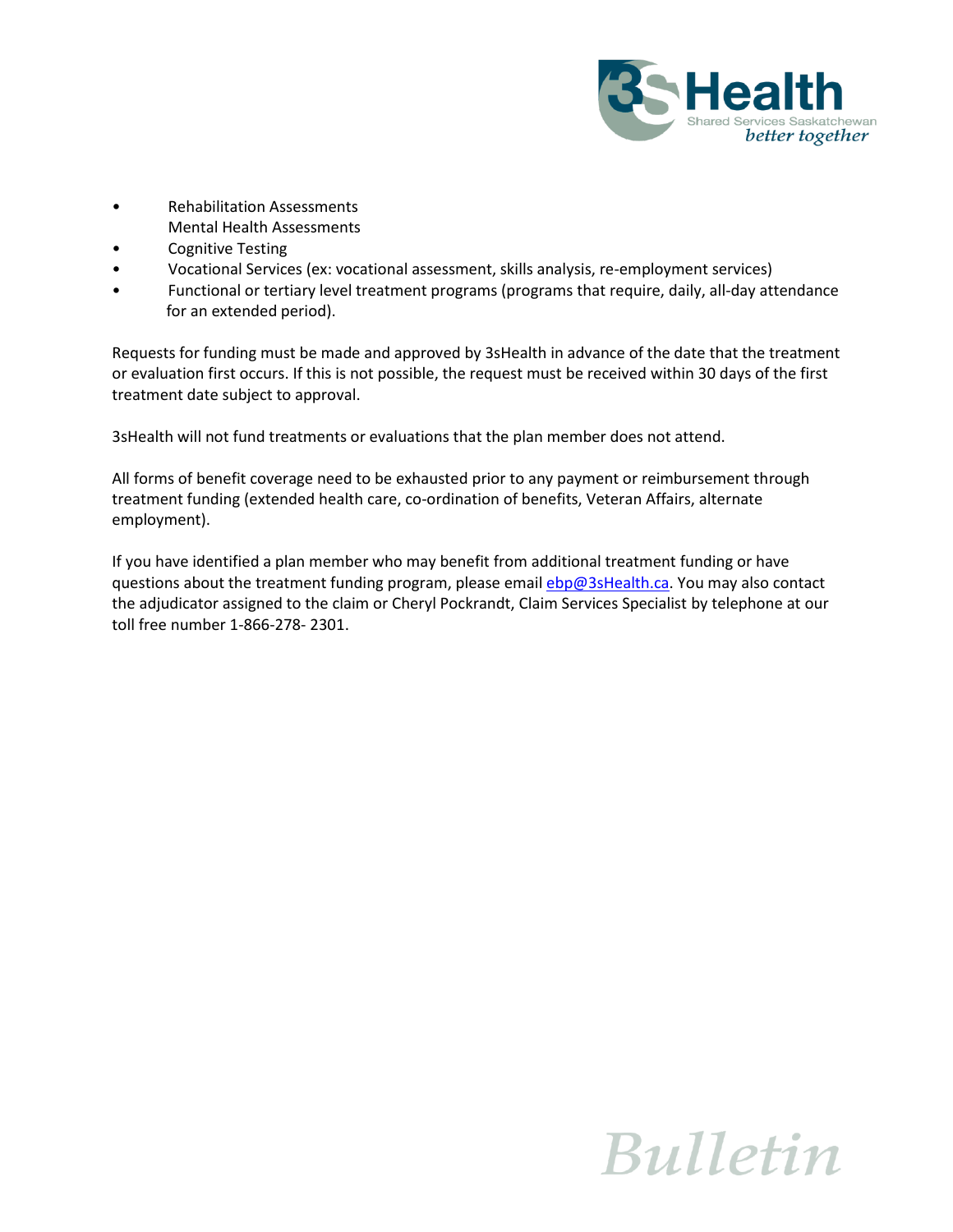- Rehabilitation Assessments
  Mental Health Assessments
- Cognitive Testing
- Vocational Services (ex: vocational assessment, skills analysis, re-employment services)
- Functional or tertiary level treatment programs (programs that require, daily, all-day attendance for an extended period).

Requests for funding must be made and approved by 3sHealth in advance of the date that the treatment or evaluation first occurs. If this is not possible, the request must be received within 30 days of the first treatment date subject to approval.

3sHealth will not fund treatments or evaluations that the plan member does not attend.

All forms of benefit coverage need to be exhausted prior to any payment or reimbursement through treatment funding (extended health care, co-ordination of benefits, Veteran Affairs, alternate employment).

If you have identified a plan member who may benefit from additional treatment funding or have questions about the treatment funding program, please email ebp@3sHealth.ca. You may also contact the adjudicator assigned to the claim or Cheryl Pockrandt, Claim Services Specialist by telephone at our toll free number 1-866-278- 2301.